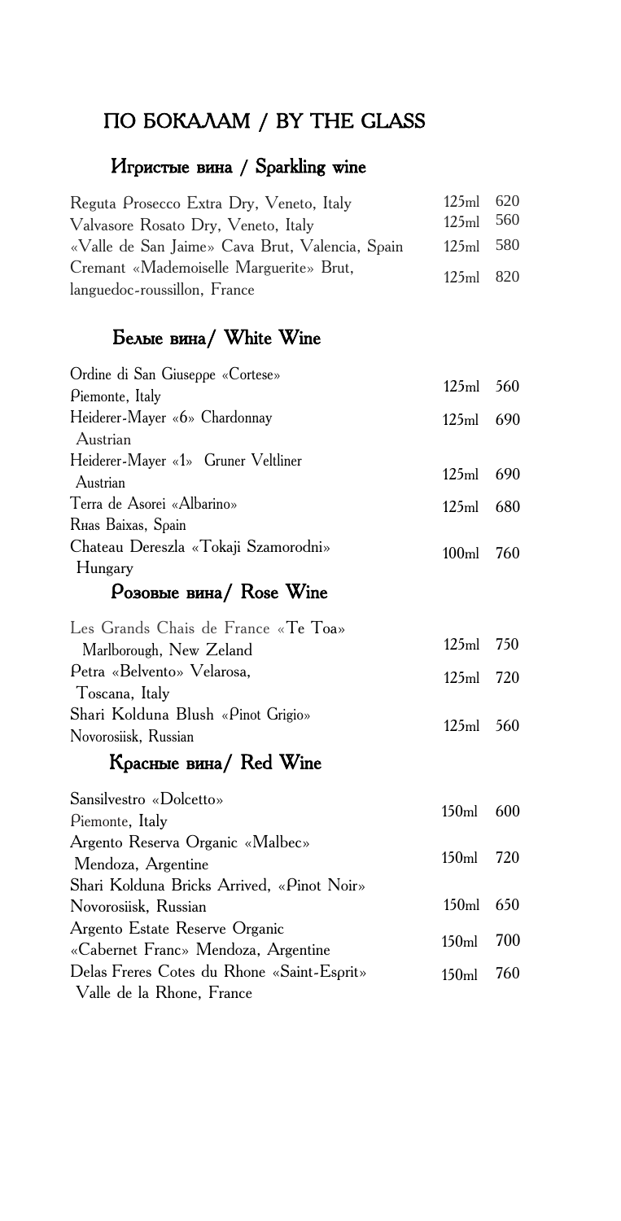# ПО БОКАЛАМ / BY THE GLASS

## Игристые вина / Sparkling wine

| | | |
|---|---|---|
| Reguta Prosecco Extra Dry, Veneto, Italy | 125ml | 620 |
| Valvasore Rosato Dry, Veneto, Italy | 125ml | 560 |
| «Valle de San Jaime» Cava Brut, Valencia, Spain | 125ml | 580 |
| Cremant «Mademoiselle Marguerite» Brut, languedoc-roussillon, France | 125ml | 820 |

## Белые вина/ White Wine

| | | |
|---|---|---|
| Ordine di San Giuseppe «Cortese» Piemonte, Italy | 125ml | 560 |
| Heiderer-Mayer «6» Chardonnay Austrian | 125ml | 690 |
| Heiderer-Mayer «1» Gruner Veltliner Austrian | 125ml | 690 |
| Terra de Asorei «Albarino» Rнas Baixas, Spain | 125ml | 680 |
| Chateau Dereszla «Tokaji Szamorodni» Hungary | 100ml | 760 |

## Розовые вина/ Rose Wine

| | | |
|---|---|---|
| Les Grands Chais de France «Te Toa» Marlborough, New Zeland | 125ml | 750 |
| Petra «Belvento» Velarosa, Toscana, Italy | 125ml | 720 |
| Shari Kolduna Blush «Pinot Grigio» Novorosiisk, Russian | 125ml | 560 |

## Красные вина/ Red Wine

| | | |
|---|---|---|
| Sansilvestro «Dolcetto» Piemonte, Italy | 150ml | 600 |
| Argento Reserva Organic «Malbec» Mendoza, Argentine | 150ml | 720 |
| Shari Kolduna Bricks Arrived, «Pinot Noir» Novorosiisk, Russian | 150ml | 650 |
| Argento Estate Reserve Organic «Cabernet Franc» Mendoza, Argentine | 150ml | 700 |
| Delas Freres Cotes du Rhone «Saint-Esprit» Valle de la Rhone, France | 150ml | 760 |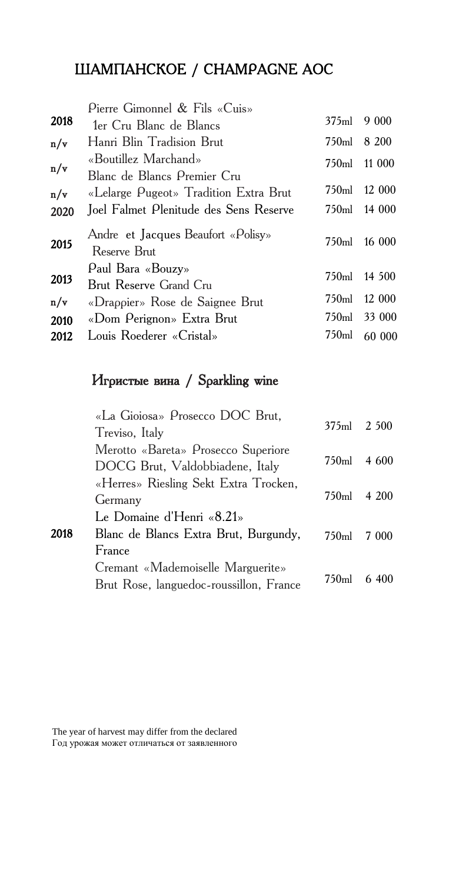## ШАМПАНСКОЕ / CHAMPAGNE AOC

| | | | |
|---|---|---|---|
| 2018 | Pierre Gimonnel & Fils «Cuis» 1er Cru Blanc de Blancs | 375ml | 9 000 |
| n/v | Hanri Blin Tradision Brut | 750ml | 8 200 |
| n/v | «Boutillez Marchand» Blanc de Blancs Premier Cru | 750ml | 11 000 |
| n/v | «Lelarge Pugeot» Tradition Extra Brut | 750ml | 12 000 |
| 2020 | Joel Falmet Plenitude des Sens Reserve | 750ml | 14 000 |
| 2015 | Andre et Jacques Beaufort «Polisy» Reserve Brut | 750ml | 16 000 |
| 2013 | Paul Bara «Bouzy» Brut Reserve Grand Cru | 750ml | 14 500 |
| n/v | «Drappier» Rose de Saignee Brut | 750ml | 12 000 |
| 2010 | «Dom Perignon» Extra Brut | 750ml | 33 000 |
| 2012 | Louis Roederer «Cristal» | 750ml | 60 000 |

## Игристые вина / Sparkling wine

| | | | |
|---|---|---|---|
| | «La Gioiosa» Prosecco DOC Brut, Treviso, Italy | 375ml | 2 500 |
| | Merotto «Bareta» Prosecco Superiore DOCG Brut, Valdobbiadene, Italy | 750ml | 4 600 |
| | «Herres» Riesling Sekt Extra Trocken, Germany | 750ml | 4 200 |
| 2018 | Le Domaine d'Henri «8.21» Blanc de Blancs Extra Brut, Burgundy, France | 750ml | 7 000 |
| | Cremant «Mademoiselle Marguerite» Brut Rose, languedoc-roussillon, France | 750ml | 6 400 |

The year of harvest may differ from the declared
Год урожая может отличаться от заявленного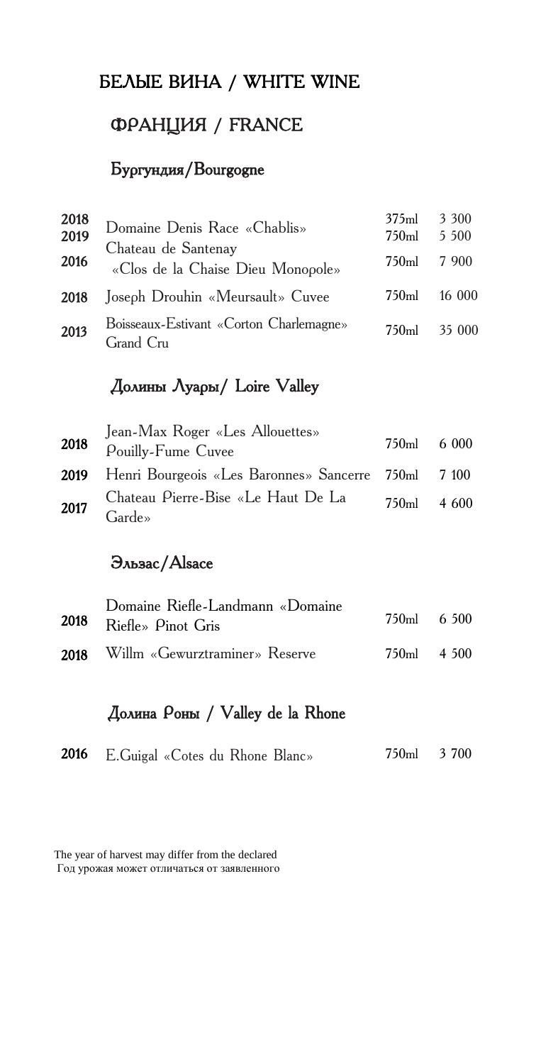# БЕЛЫЕ ВИНА / WHITE WINE

## ФРАНЦИЯ / FRANCE

### Бургундия/Bourgogne

| | | | |
|---|---|---|---|
| 2018<br>2019 | Domaine Denis Race «Chablis» | 375ml<br>750ml | 3 300<br>5 500 |
| 2016 | Chateau de Santenay «Clos de la Chaise Dieu Monopole» | 750ml | 7 900 |
| 2018 | Joseph Drouhin «Meursault» Cuvee | 750ml | 16 000 |
| 2013 | Boisseaux-Estivant «Corton Charlemagne» Grand Cru | 750ml | 35 000 |

### Долины Луары/ Loire Valley

| | | | |
|---|---|---|---|
| 2018 | Jean-Max Roger «Les Allouettes» Pouilly-Fume Cuvee | 750ml | 6 000 |
| 2019 | Henri Bourgeois «Les Baronnes» Sancerre | 750ml | 7 100 |
| 2017 | Chateau Pierre-Bise «Le Haut De La Garde» | 750ml | 4 600 |

### Эльзас/Alsace

| | | | |
|---|---|---|---|
| 2018 | Domaine Riefle-Landmann «Domaine Riefle» Pinot Gris | 750ml | 6 500 |
| 2018 | Willm «Gewurztraminer» Reserve | 750ml | 4 500 |

### Долина Роны / Valley de la Rhone

| | | | |
|---|---|---|---|
| 2016 | E.Guigal «Cotes du Rhone Blanc» | 750ml | 3 700 |

The year of harvest may differ from the declared
Год урожая может отличаться от заявленного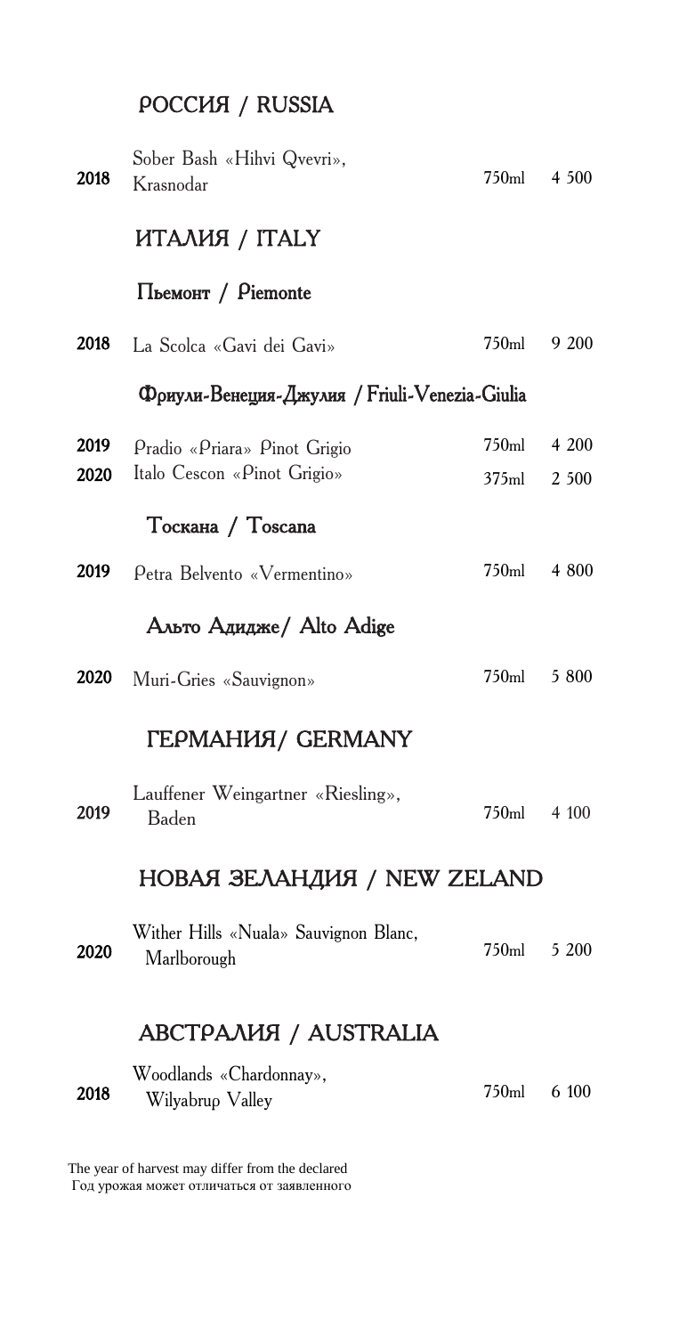## РОССИЯ / RUSSIA

| | | | |
|---|---|---|---|
| 2018 | Sober Bash «Hihvi Qvevri», Krasnodar | 750ml | 4 500 |

## ИТАЛИЯ / ITALY

### Пьемонт / Piemonte

| | | | |
|---|---|---|---|
| 2018 | La Scolca «Gavi dei Gavi» | 750ml | 9 200 |

### Фриули-Венеция-Джулия / Friuli-Venezia-Giulia

| | | | |
|---|---|---|---|
| 2019 | Pradio «Priara» Pinot Grigio | 750ml | 4 200 |
| 2020 | Italo Cescon «Pinot Grigio» | 375ml | 2 500 |

### Тоскана / Toscana

| | | | |
|---|---|---|---|
| 2019 | Petra Belvento «Vermentino» | 750ml | 4 800 |

### Альто Адидже/ Alto Adige

| | | | |
|---|---|---|---|
| 2020 | Muri-Gries «Sauvignon» | 750ml | 5 800 |

## ГЕРМАНИЯ/ GERMANY

| | | | |
|---|---|---|---|
| 2019 | Lauffener Weingartner «Riesling», Baden | 750ml | 4 100 |

## НОВАЯ ЗЕЛАНДИЯ / NEW ZELAND

| | | | |
|---|---|---|---|
| 2020 | Wither Hills «Nuala» Sauvignon Blanc, Marlborough | 750ml | 5 200 |

## АВСТРАЛИЯ / AUSTRALIA

| | | | |
|---|---|---|---|
| 2018 | Woodlands «Chardonnay», Wilyabrup Valley | 750ml | 6 100 |

The year of harvest may differ from the declared
Год урожая может отличаться от заявленного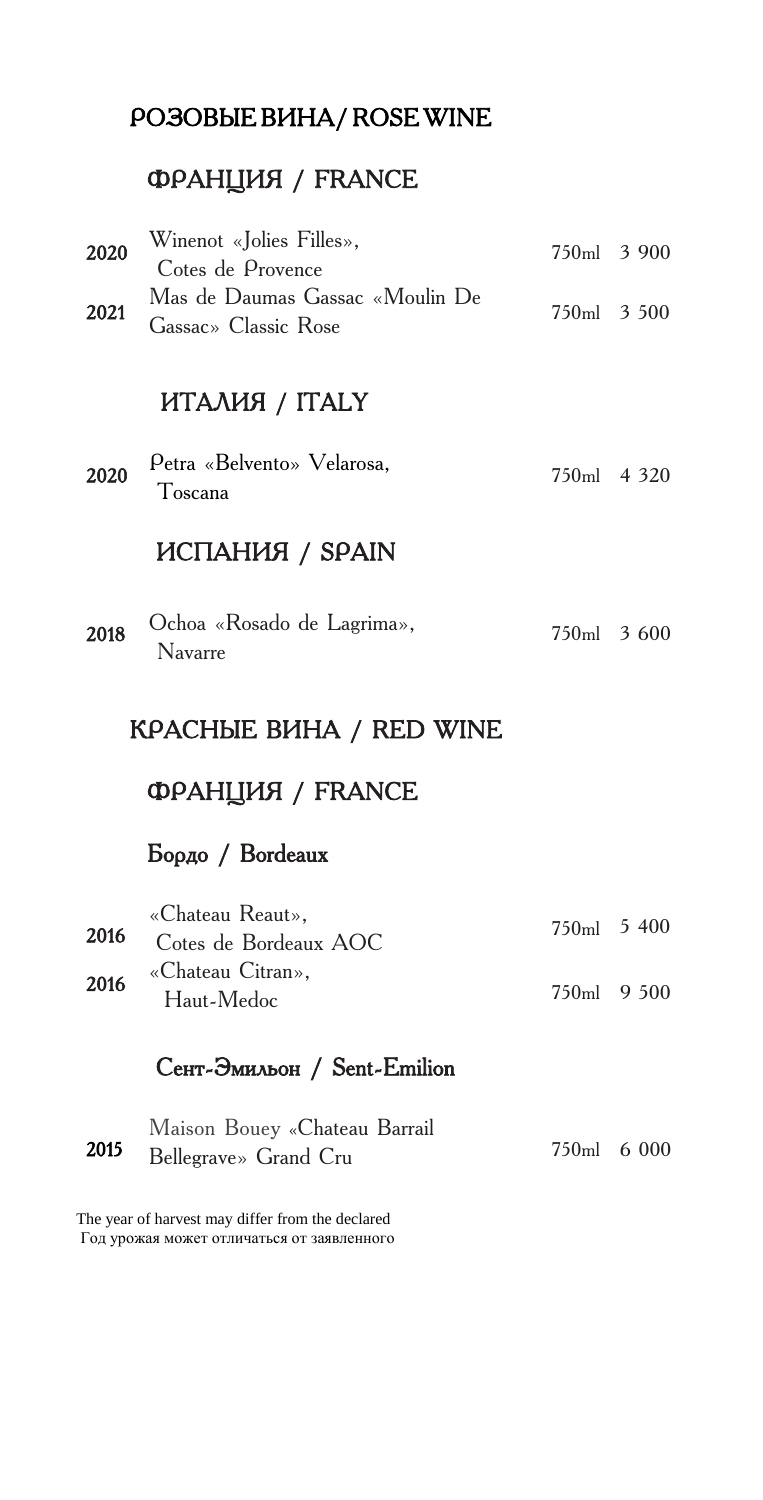## РОЗОВЫЕ ВИНА / ROSE WINE

### ФРАНЦИЯ / FRANCE

| | | | |
|---|---|---|---|
| 2020 | Winenot «Jolies Filles», Cotes de Provence | 750ml | 3 900 |
| 2021 | Mas de Daumas Gassac «Moulin De Gassac» Classic Rose | 750ml | 3 500 |

### ИТАЛИЯ / ITALY

| | | | |
|---|---|---|---|
| 2020 | Petra «Belvento» Velarosa, Toscana | 750ml | 4 320 |

### ИСПАНИЯ / SPAIN

| | | | |
|---|---|---|---|
| 2018 | Ochoa «Rosado de Lagrima», Navarre | 750ml | 3 600 |

## КРАСНЫЕ ВИНА / RED WINE

### ФРАНЦИЯ / FRANCE

#### Бордо / Bordeaux

| | | | |
|---|---|---|---|
| 2016 | «Chateau Reaut», Cotes de Bordeaux AOC | 750ml | 5 400 |
| 2016 | «Chateau Citran», Haut-Medoc | 750ml | 9 500 |

#### Сент-Эмильон / Sent-Emilion

| | | | |
|---|---|---|---|
| 2015 | Maison Bouey «Chateau Barrail Bellegrave» Grand Cru | 750ml | 6 000 |

The year of harvest may differ from the declared
Год урожая может отличаться от заявленного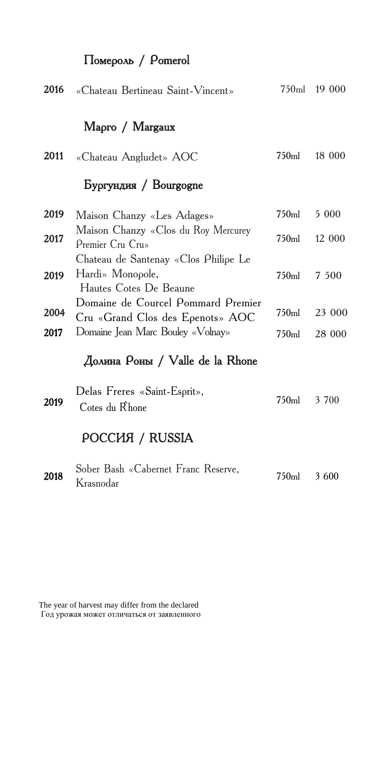## Помероль / Pomerol

| | | | |
|---|---|---|---|
| 2016 | «Chateau Bertineau Saint-Vincent» | 750ml | 19 000 |

## Марго / Margaux

| | | | |
|---|---|---|---|
| 2011 | «Chateau Angludet» AOC | 750ml | 18 000 |

## Бургундия / Bourgogne

| | | | |
|---|---|---|---|
| 2019 | Maison Chanzy «Les Adages» | 750ml | 5 000 |
| 2017 | Maison Chanzy «Clos du Roy Mercurey Premier Cru Cru» | 750ml | 12 000 |
| 2019 | Chateau de Santenay «Clos Philipe Le Hardi» Monopole, Hautes Cotes De Beaune | 750ml | 7 500 |
| 2004 | Domaine de Courcel Pommard Premier Cru «Grand Clos des Epenots» AOC | 750ml | 23 000 |
| 2017 | Domaine Jean Marc Bouley «Volnay» | 750ml | 28 000 |

## Долина Роны / Valle de la Rhone

| | | | |
|---|---|---|---|
| 2019 | Delas Freres «Saint-Esprit», Cotes du Rhone | 750ml | 3 700 |

## РОССИЯ / RUSSIA

| | | | |
|---|---|---|---|
| 2018 | Sober Bash «Cabernet Franc Reserve, Krasnodar | 750ml | 3 600 |

The year of harvest may differ from the declared
Год урожая может отличаться от заявленного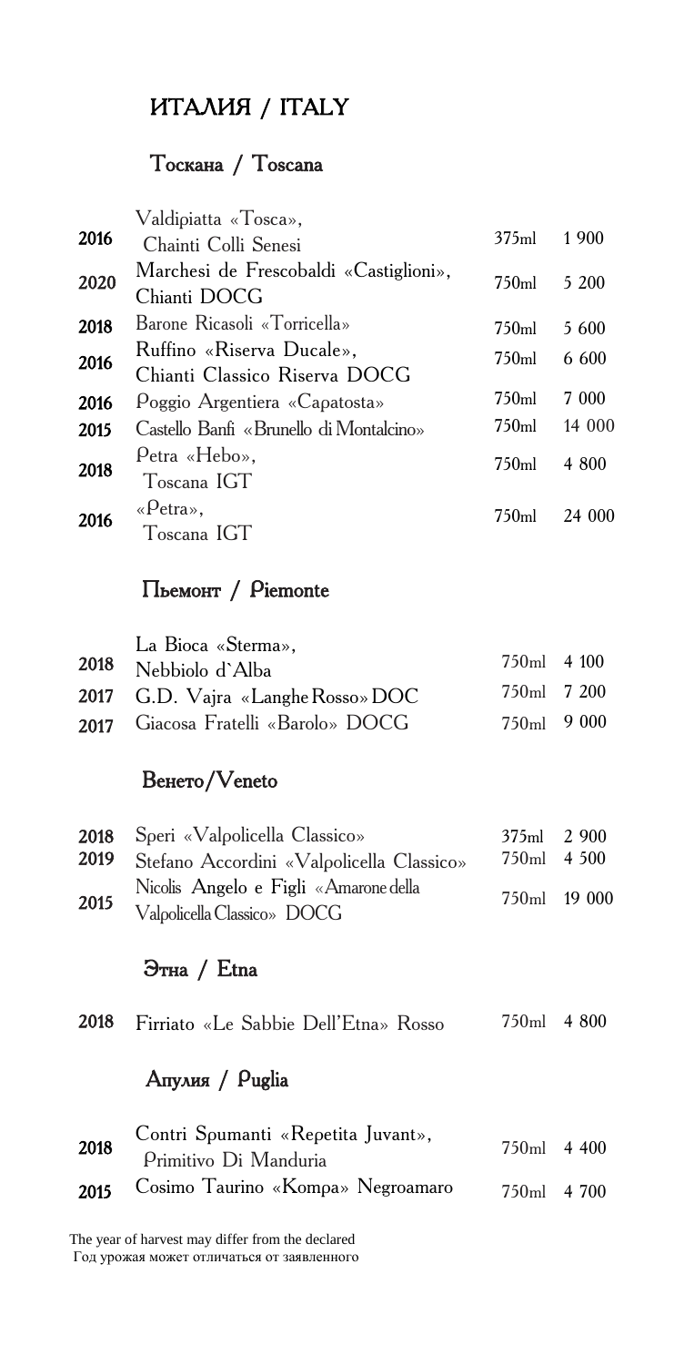# ИТАЛИЯ / ITALY

## Тоскана / Toscana

| | | | |
|---|---|---|---|
| 2016 | Valdipiatta «Tosca», Chainti Colli Senesi | 375ml | 1 900 |
| 2020 | Marchesi de Frescobaldi «Castiglioni», Chianti DOCG | 750ml | 5 200 |
| 2018 | Barone Ricasoli «Torricella» | 750ml | 5 600 |
| 2016 | Ruffino «Riserva Ducale», Chianti Classico Riserva DOCG | 750ml | 6 600 |
| 2016 | Poggio Argentiera «Capatosta» | 750ml | 7 000 |
| 2015 | Castello Banfi «Brunello di Montalcino» | 750ml | 14 000 |
| 2018 | Petra «Hebo», Toscana IGT | 750ml | 4 800 |
| 2016 | «Petra», Toscana IGT | 750ml | 24 000 |

## Пьемонт / Piemonte

| | | | |
|---|---|---|---|
| 2018 | La Bioca «Sterma», Nebbiolo d`Alba | 750ml | 4 100 |
| 2017 | G.D. Vajra «Langhe Rosso» DOC | 750ml | 7 200 |
| 2017 | Giacosa Fratelli «Barolo» DOCG | 750ml | 9 000 |

## Венето/Veneto

| | | | |
|---|---|---|---|
| 2018 | Speri «Valpolicella Classico» | 375ml | 2 900 |
| 2019 | Stefano Accordini «Valpolicella Classico» | 750ml | 4 500 |
| 2015 | Nicolis Angelo e Figli «Amarone della Valpolicella Classico» DOCG | 750ml | 19 000 |

## Этна / Etna

| | | | |
|---|---|---|---|
| 2018 | Firriato «Le Sabbie Dell'Etna» Rosso | 750ml | 4 800 |

## Апулия / Puglia

| | | | |
|---|---|---|---|
| 2018 | Contri Spumanti «Repetita Juvant», Primitivo Di Manduria | 750ml | 4 400 |
| 2015 | Cosimo Taurino «Kompa» Negroamaro | 750ml | 4 700 |

The year of harvest may differ from the declared

Год урожая может отличаться от заявленного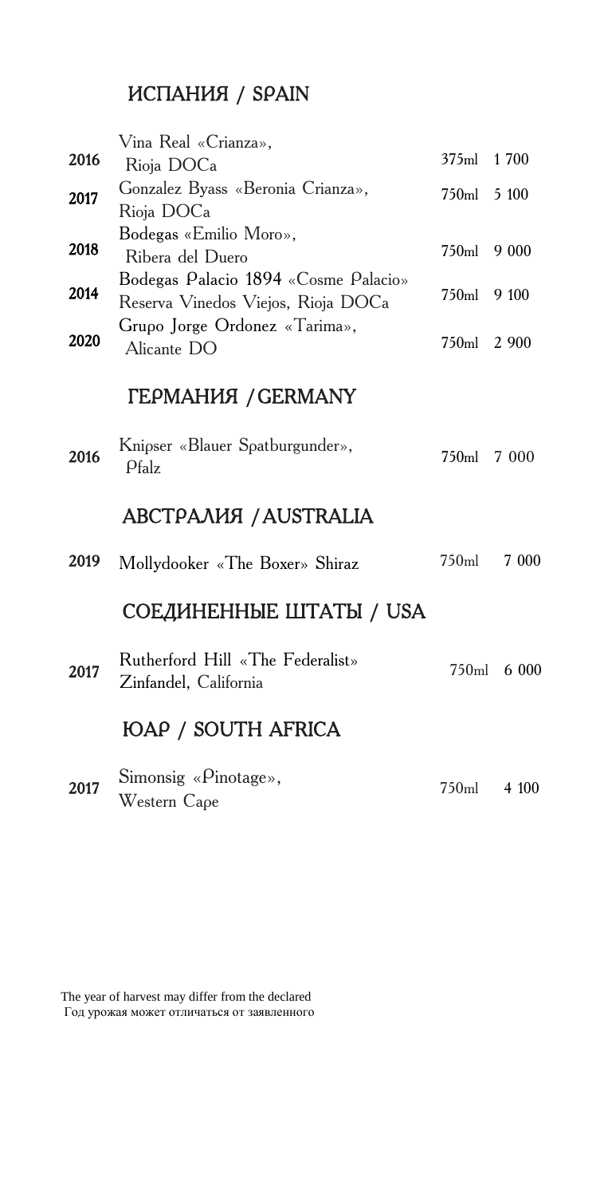## ИСПАНИЯ / SPAIN

| | | | |
|---|---|---|---|
| 2016 | Vina Real «Crianza», Rioja DOCa | 375ml | 1 700 |
| 2017 | Gonzalez Byass «Beronia Crianza», Rioja DOCa | 750ml | 5 100 |
| 2018 | Bodegas «Emilio Moro», Ribera del Duero | 750ml | 9 000 |
| 2014 | Bodegas Palacio 1894 «Cosme Palacio» Reserva Vinedos Viejos, Rioja DOCa | 750ml | 9 100 |
| 2020 | Grupo Jorge Ordonez «Tarima», Alicante DO | 750ml | 2 900 |

## ГЕРМАНИЯ / GERMANY

| | | | |
|---|---|---|---|
| 2016 | Knipser «Blauer Spatburgunder», Pfalz | 750ml | 7 000 |

## АВСТРАЛИЯ / AUSTRALIA

| | | | |
|---|---|---|---|
| 2019 | Mollydooker «The Boxer» Shiraz | 750ml | 7 000 |

## СОЕДИНЕННЫЕ ШТАТЫ / USA

| | | | |
|---|---|---|---|
| 2017 | Rutherford Hill «The Federalist» Zinfandel, California | 750ml | 6 000 |

## ЮАР / SOUTH AFRICA

| | | | |
|---|---|---|---|
| 2017 | Simonsig «Pinotage», Western Cape | 750ml | 4 100 |

The year of harvest may differ from the declared
Год урожая может отличаться от заявленного